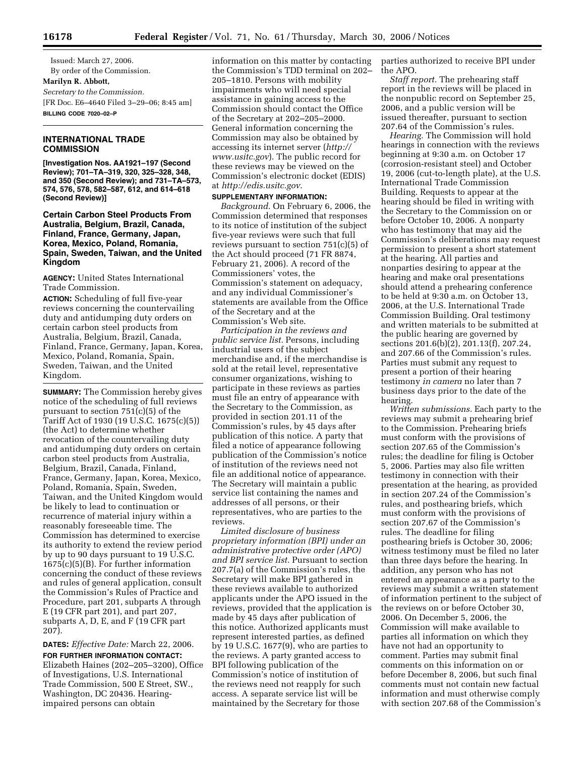Issued: March 27, 2006.

By order of the Commission.

**Marilyn R. Abbott,**

*Secretary to the Commission.*

[FR Doc. E6–4640 Filed 3–29–06; 8:45 am]

**BILLING CODE 7020–02–P**

---

## INTERNATIONAL TRADE COMMISSION

**[Investigation Nos. AA1921–197 (Second Review); 701–TA–319, 320, 325–328, 348, and 350 (Second Review); and 731–TA–573, 574, 576, 578, 582–587, 612, and 614–618 (Second Review)]**

## Certain Carbon Steel Products From Australia, Belgium, Brazil, Canada, Finland, France, Germany, Japan, Korea, Mexico, Poland, Romania, Spain, Sweden, Taiwan, and the United Kingdom

**AGENCY:** United States International Trade Commission.

**ACTION:** Scheduling of full five-year reviews concerning the countervailing duty and antidumping duty orders on certain carbon steel products from Australia, Belgium, Brazil, Canada, Finland, France, Germany, Japan, Korea, Mexico, Poland, Romania, Spain, Sweden, Taiwan, and the United Kingdom.

**SUMMARY:** The Commission hereby gives notice of the scheduling of full reviews pursuant to section 751(c)(5) of the Tariff Act of 1930 (19 U.S.C. 1675(c)(5)) (the Act) to determine whether revocation of the countervailing duty and antidumping duty orders on certain carbon steel products from Australia, Belgium, Brazil, Canada, Finland, France, Germany, Japan, Korea, Mexico, Poland, Romania, Spain, Sweden, Taiwan, and the United Kingdom would be likely to lead to continuation or recurrence of material injury within a reasonably foreseeable time. The Commission has determined to exercise its authority to extend the review period by up to 90 days pursuant to 19 U.S.C. 1675(c)(5)(B). For further information concerning the conduct of these reviews and rules of general application, consult the Commission's Rules of Practice and Procedure, part 201, subparts A through E (19 CFR part 201), and part 207, subparts A, D, E, and F (19 CFR part 207).

**DATES:** *Effective Date:* March 22, 2006.

**FOR FURTHER INFORMATION CONTACT:** Elizabeth Haines (202–205–3200), Office of Investigations, U.S. International Trade Commission, 500 E Street, SW., Washington, DC 20436. Hearing-impaired persons can obtain information on this matter by contacting the Commission's TDD terminal on 202–205–1810. Persons with mobility impairments who will need special assistance in gaining access to the Commission should contact the Office of the Secretary at 202–205–2000. General information concerning the Commission may also be obtained by accessing its internet server (*http://www.usitc.gov*). The public record for these reviews may be viewed on the Commission's electronic docket (EDIS) at *http://edis.usitc.gov*.

**SUPPLEMENTARY INFORMATION:**

*Background.* On February 6, 2006, the Commission determined that responses to its notice of institution of the subject five-year reviews were such that full reviews pursuant to section 751(c)(5) of the Act should proceed (71 FR 8874, February 21, 2006). A record of the Commissioners' votes, the Commission's statement on adequacy, and any individual Commissioner's statements are available from the Office of the Secretary and at the Commission's Web site.

*Participation in the reviews and public service list.* Persons, including industrial users of the subject merchandise and, if the merchandise is sold at the retail level, representative consumer organizations, wishing to participate in these reviews as parties must file an entry of appearance with the Secretary to the Commission, as provided in section 201.11 of the Commission's rules, by 45 days after publication of this notice. A party that filed a notice of appearance following publication of the Commission's notice of institution of the reviews need not file an additional notice of appearance. The Secretary will maintain a public service list containing the names and addresses of all persons, or their representatives, who are parties to the reviews.

*Limited disclosure of business proprietary information (BPI) under an administrative protective order (APO) and BPI service list.* Pursuant to section 207.7(a) of the Commission's rules, the Secretary will make BPI gathered in these reviews available to authorized applicants under the APO issued in the reviews, provided that the application is made by 45 days after publication of this notice. Authorized applicants must represent interested parties, as defined by 19 U.S.C. 1677(9), who are parties to the reviews. A party granted access to BPI following publication of the Commission's notice of institution of the reviews need not reapply for such access. A separate service list will be maintained by the Secretary for those parties authorized to receive BPI under the APO.

*Staff report.* The prehearing staff report in the reviews will be placed in the nonpublic record on September 25, 2006, and a public version will be issued thereafter, pursuant to section 207.64 of the Commission's rules.

*Hearing.* The Commission will hold hearings in connection with the reviews beginning at 9:30 a.m. on October 17 (corrosion-resistant steel) and October 19, 2006 (cut-to-length plate), at the U.S. International Trade Commission Building. Requests to appear at the hearing should be filed in writing with the Secretary to the Commission on or before October 10, 2006. A nonparty who has testimony that may aid the Commission's deliberations may request permission to present a short statement at the hearing. All parties and nonparties desiring to appear at the hearing and make oral presentations should attend a prehearing conference to be held at 9:30 a.m. on October 13, 2006, at the U.S. International Trade Commission Building. Oral testimony and written materials to be submitted at the public hearing are governed by sections 201.6(b)(2), 201.13(f), 207.24, and 207.66 of the Commission's rules. Parties must submit any request to present a portion of their hearing testimony *in camera* no later than 7 business days prior to the date of the hearing.

*Written submissions.* Each party to the reviews may submit a prehearing brief to the Commission. Prehearing briefs must conform with the provisions of section 207.65 of the Commission's rules; the deadline for filing is October 5, 2006. Parties may also file written testimony in connection with their presentation at the hearing, as provided in section 207.24 of the Commission's rules, and posthearing briefs, which must conform with the provisions of section 207.67 of the Commission's rules. The deadline for filing posthearing briefs is October 30, 2006; witness testimony must be filed no later than three days before the hearing. In addition, any person who has not entered an appearance as a party to the reviews may submit a written statement of information pertinent to the subject of the reviews on or before October 30, 2006. On December 5, 2006, the Commission will make available to parties all information on which they have not had an opportunity to comment. Parties may submit final comments on this information on or before December 8, 2006, but such final comments must not contain new factual information and must otherwise comply with section 207.68 of the Commission's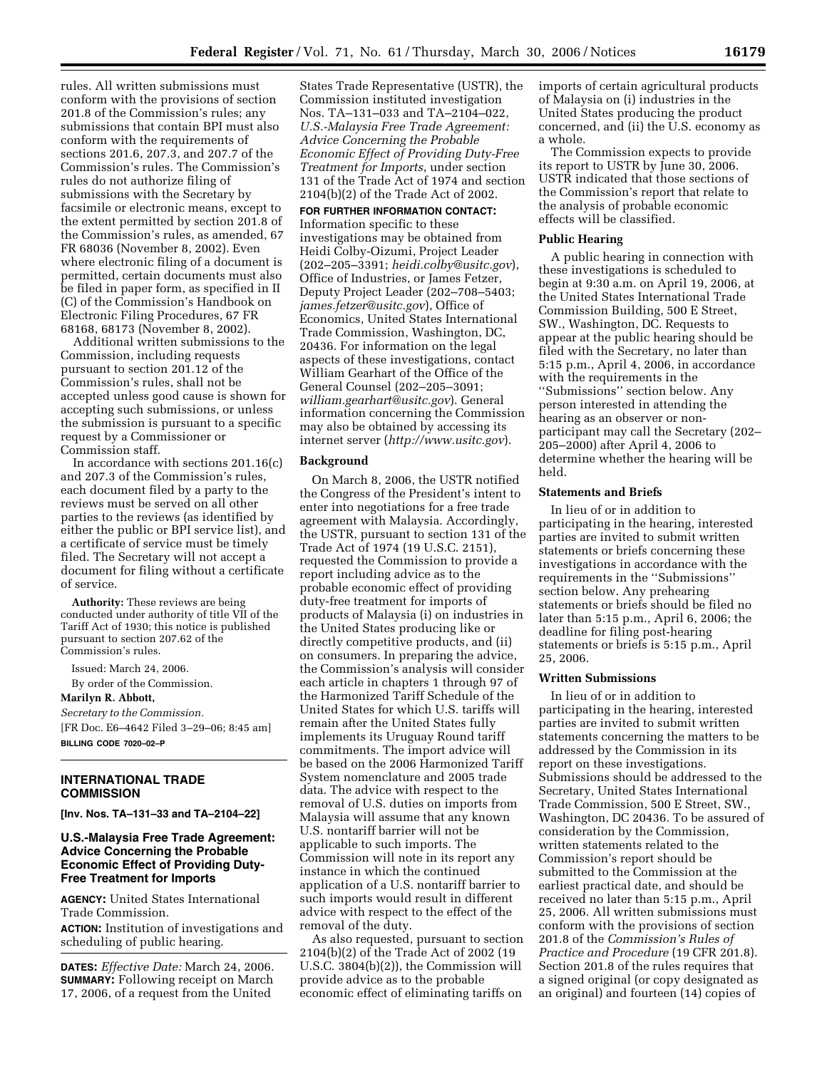rules. All written submissions must conform with the provisions of section 201.8 of the Commission's rules; any submissions that contain BPI must also conform with the requirements of sections 201.6, 207.3, and 207.7 of the Commission's rules. The Commission's rules do not authorize filing of submissions with the Secretary by facsimile or electronic means, except to the extent permitted by section 201.8 of the Commission's rules, as amended, 67 FR 68036 (November 8, 2002). Even where electronic filing of a document is permitted, certain documents must also be filed in paper form, as specified in II (C) of the Commission's Handbook on Electronic Filing Procedures, 67 FR 68168, 68173 (November 8, 2002).

Additional written submissions to the Commission, including requests pursuant to section 201.12 of the Commission's rules, shall not be accepted unless good cause is shown for accepting such submissions, or unless the submission is pursuant to a specific request by a Commissioner or Commission staff.

In accordance with sections 201.16(c) and 207.3 of the Commission's rules, each document filed by a party to the reviews must be served on all other parties to the reviews (as identified by either the public or BPI service list), and a certificate of service must be timely filed. The Secretary will not accept a document for filing without a certificate of service.

**Authority:** These reviews are being conducted under authority of title VII of the Tariff Act of 1930; this notice is published pursuant to section 207.62 of the Commission's rules.

Issued: March 24, 2006.

By order of the Commission.

**Marilyn R. Abbott,**

*Secretary to the Commission.*

[FR Doc. E6–4642 Filed 3–29–06; 8:45 am]

**BILLING CODE 7020–02–P**

## INTERNATIONAL TRADE COMMISSION

**[Inv. Nos. TA–131–33 and TA–2104–22]**

### U.S.-Malaysia Free Trade Agreement: Advice Concerning the Probable Economic Effect of Providing Duty-Free Treatment for Imports

**AGENCY:** United States International Trade Commission.

**ACTION:** Institution of investigations and scheduling of public hearing.

**DATES:** *Effective Date:* March 24, 2006.

**SUMMARY:** Following receipt on March 17, 2006, of a request from the United States Trade Representative (USTR), the Commission instituted investigation Nos. TA–131–033 and TA–2104–022, *U.S.-Malaysia Free Trade Agreement: Advice Concerning the Probable Economic Effect of Providing Duty-Free Treatment for Imports*, under section 131 of the Trade Act of 1974 and section 2104(b)(2) of the Trade Act of 2002.

**FOR FURTHER INFORMATION CONTACT:** Information specific to these investigations may be obtained from Heidi Colby-Oizumi, Project Leader (202–205–3391; *heidi.colby@usitc.gov*), Office of Industries, or James Fetzer, Deputy Project Leader (202–708–5403; *james.fetzer@usitc.gov*), Office of Economics, United States International Trade Commission, Washington, DC, 20436. For information on the legal aspects of these investigations, contact William Gearhart of the Office of the General Counsel (202–205–3091; *william.gearhart@usitc.gov*). General information concerning the Commission may also be obtained by accessing its internet server (*http://www.usitc.gov*).

#### Background

On March 8, 2006, the USTR notified the Congress of the President's intent to enter into negotiations for a free trade agreement with Malaysia. Accordingly, the USTR, pursuant to section 131 of the Trade Act of 1974 (19 U.S.C. 2151), requested the Commission to provide a report including advice as to the probable economic effect of providing duty-free treatment for imports of products of Malaysia (i) on industries in the United States producing like or directly competitive products, and (ii) on consumers. In preparing the advice, the Commission's analysis will consider each article in chapters 1 through 97 of the Harmonized Tariff Schedule of the United States for which U.S. tariffs will remain after the United States fully implements its Uruguay Round tariff commitments. The import advice will be based on the 2006 Harmonized Tariff System nomenclature and 2005 trade data. The advice with respect to the removal of U.S. duties on imports from Malaysia will assume that any known U.S. nontariff barrier will not be applicable to such imports. The Commission will note in its report any instance in which the continued application of a U.S. nontariff barrier to such imports would result in different advice with respect to the effect of the removal of the duty.

As also requested, pursuant to section 2104(b)(2) of the Trade Act of 2002 (19 U.S.C. 3804(b)(2)), the Commission will provide advice as to the probable economic effect of eliminating tariffs on imports of certain agricultural products of Malaysia on (i) industries in the United States producing the product concerned, and (ii) the U.S. economy as a whole.

The Commission expects to provide its report to USTR by June 30, 2006. USTR indicated that those sections of the Commission's report that relate to the analysis of probable economic effects will be classified.

#### Public Hearing

A public hearing in connection with these investigations is scheduled to begin at 9:30 a.m. on April 19, 2006, at the United States International Trade Commission Building, 500 E Street, SW., Washington, DC. Requests to appear at the public hearing should be filed with the Secretary, no later than 5:15 p.m., April 4, 2006, in accordance with the requirements in the "Submissions" section below. Any person interested in attending the hearing as an observer or non-participant may call the Secretary (202–205–2000) after April 4, 2006 to determine whether the hearing will be held.

#### Statements and Briefs

In lieu of or in addition to participating in the hearing, interested parties are invited to submit written statements or briefs concerning these investigations in accordance with the requirements in the "Submissions" section below. Any prehearing statements or briefs should be filed no later than 5:15 p.m., April 6, 2006; the deadline for filing post-hearing statements or briefs is 5:15 p.m., April 25, 2006.

#### Written Submissions

In lieu of or in addition to participating in the hearing, interested parties are invited to submit written statements concerning the matters to be addressed by the Commission in its report on these investigations. Submissions should be addressed to the Secretary, United States International Trade Commission, 500 E Street, SW., Washington, DC 20436. To be assured of consideration by the Commission, written statements related to the Commission's report should be submitted to the Commission at the earliest practical date, and should be received no later than 5:15 p.m., April 25, 2006. All written submissions must conform with the provisions of section 201.8 of the *Commission's Rules of Practice and Procedure* (19 CFR 201.8). Section 201.8 of the rules requires that a signed original (or copy designated as an original) and fourteen (14) copies of